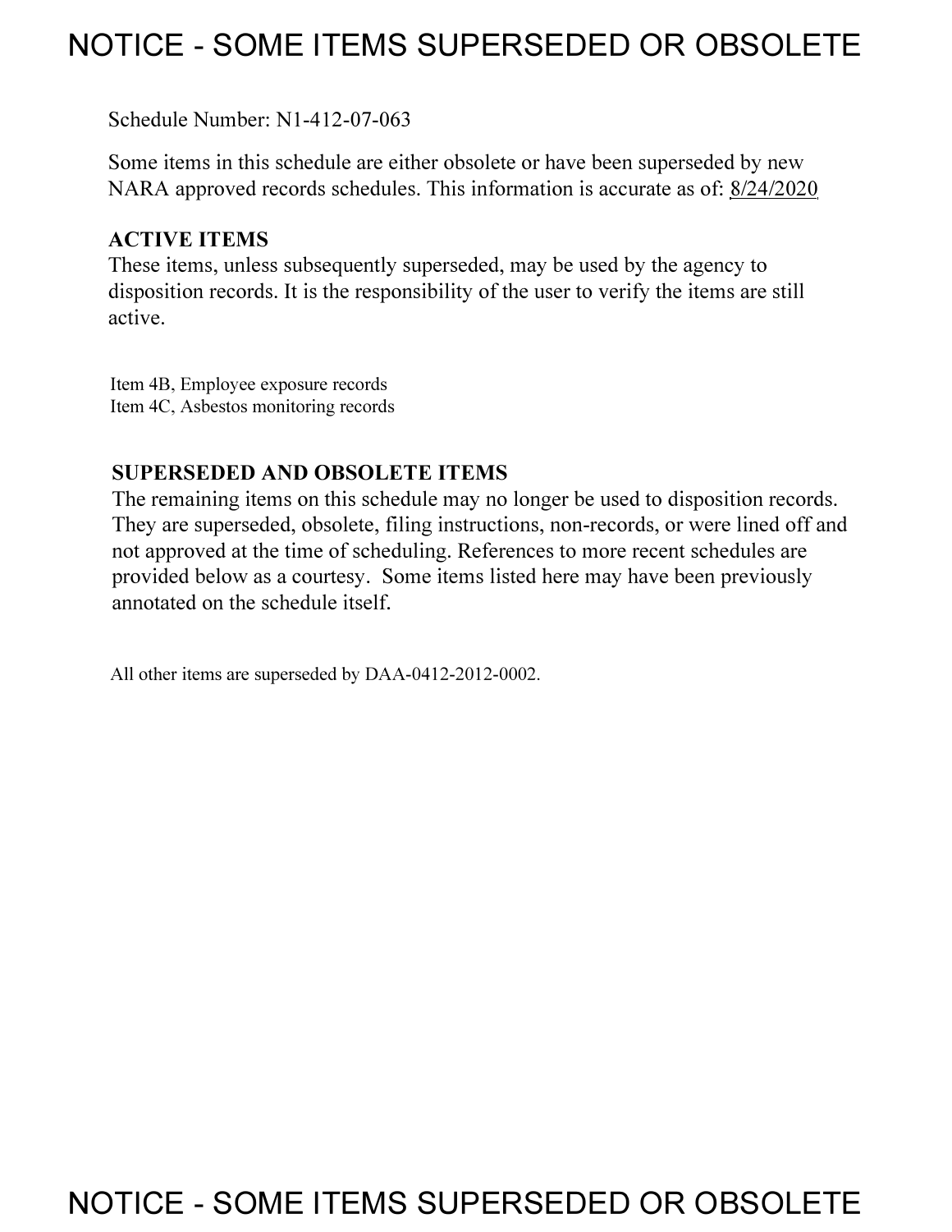# NOTICE - SOME ITEMS SUPERSEDED OR OBSOLETE

Schedule Number: N1-412-07-063

Some items in this schedule are either obsolete or have been superseded by new NARA approved records schedules. This information is accurate as of: 8/24/2020

**ACTIVE ITEMS**

These items, unless subsequently superseded, may be used by the agency to disposition records. It is the responsibility of the user to verify the items are still active.

Item 4B, Employee exposure records
Item 4C, Asbestos monitoring records

**SUPERSEDED AND OBSOLETE ITEMS**

The remaining items on this schedule may no longer be used to disposition records. They are superseded, obsolete, filing instructions, non-records, or were lined off and not approved at the time of scheduling. References to more recent schedules are provided below as a courtesy. Some items listed here may have been previously annotated on the schedule itself.

All other items are superseded by DAA-0412-2012-0002.

# NOTICE - SOME ITEMS SUPERSEDED OR OBSOLETE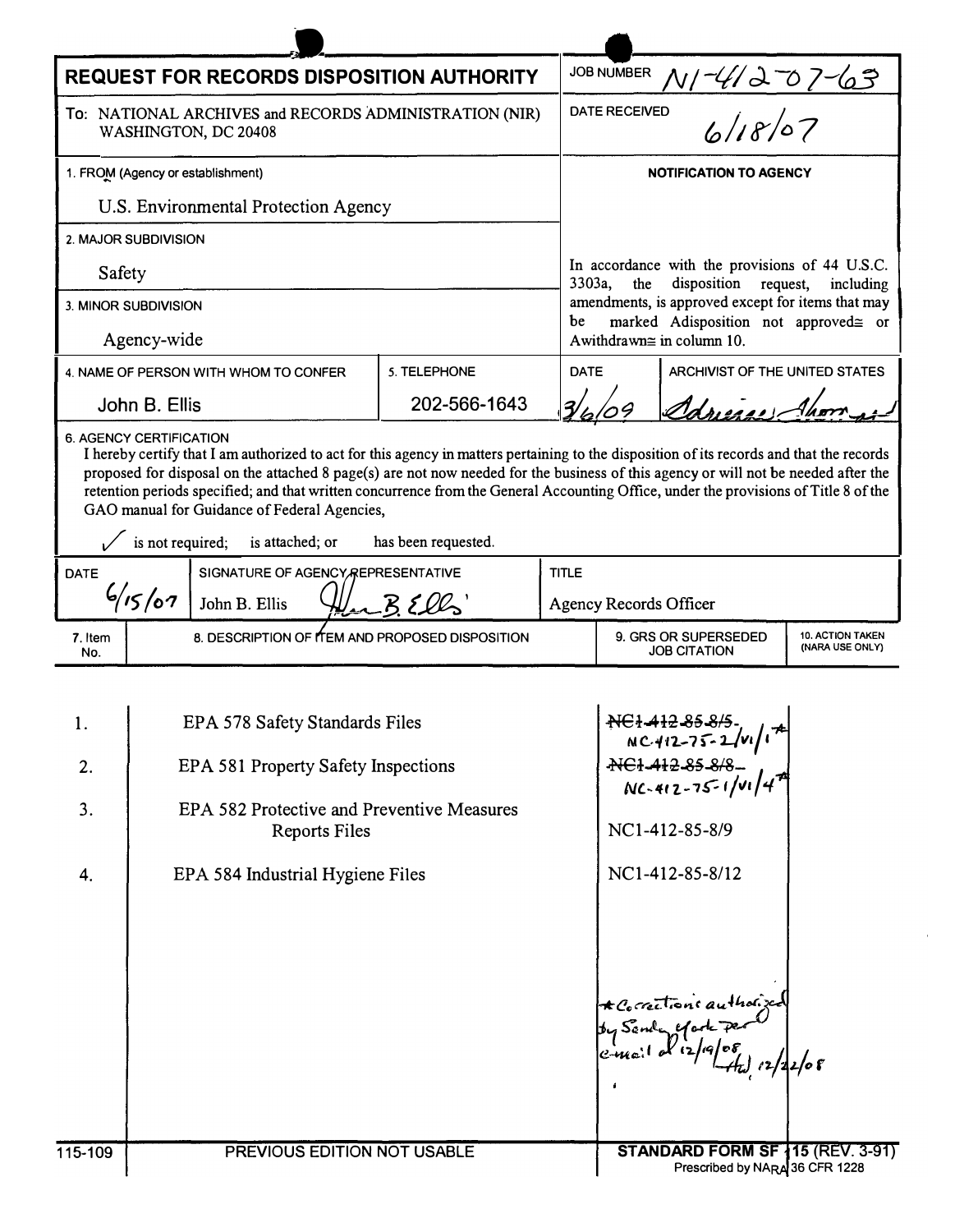# REQUEST FOR RECORDS DISPOSITION AUTHORITY

| | |
|---|---|
| **To:** NATIONAL ARCHIVES and RECORDS ADMINISTRATION (NIR) WASHINGTON, DC 20408 | JOB NUMBER N1-412-07-63 |
| | DATE RECEIVED 6/18/07 |
| 1. FROM (Agency or establishment) U.S. Environmental Protection Agency | **NOTIFICATION TO AGENCY** |
| 2. MAJOR SUBDIVISION Safety | In accordance with the provisions of 44 U.S.C. 3303a, the disposition request, including amendments, is approved except for items that may be marked Adisposition not approved≅ or Awithdrawn≅ in column 10. |
| 3. MINOR SUBDIVISION Agency-wide | |

| 4. NAME OF PERSON WITH WHOM TO CONFER | 5. TELEPHONE | DATE | ARCHIVIST OF THE UNITED STATES |
|---|---|---|---|
| John B. Ellis | 202-566-1643 | 3/6/09 | [signature] |

6. AGENCY CERTIFICATION

I hereby certify that I am authorized to act for this agency in matters pertaining to the disposition of its records and that the records proposed for disposal on the attached 8 page(s) are not now needed for the business of this agency or will not be needed after the retention periods specified; and that written concurrence from the General Accounting Office, under the provisions of Title 8 of the GAO manual for Guidance of Federal Agencies,

✓ is not required; is attached; or has been requested.

| DATE | SIGNATURE OF AGENCY REPRESENTATIVE | TITLE |
|---|---|---|
| 6/15/07 | John B. Ellis [signature] | Agency Records Officer |

| 7. Item No. | 8. DESCRIPTION OF ITEM AND PROPOSED DISPOSITION | 9. GRS OR SUPERSEDED JOB CITATION | 10. ACTION TAKEN (NARA USE ONLY) |
|---|---|---|---|
| 1. | EPA 578 Safety Standards Files | ~~NC1-412-85-8/5~~ NC-412-75-2/VI/1* | |
| 2. | EPA 581 Property Safety Inspections | ~~NC1-412-85-8/8~~ NC-412-75-1/VI/4* | |
| 3. | EPA 582 Protective and Preventive Measures Reports Files | NC1-412-85-8/9 | |
| 4. | EPA 584 Industrial Hygiene Files | NC1-412-85-8/12 | |
| | | *Corrections authorized by Sandy York per e-mail of 12/19/08 AW 12/22/08 | |

115-109 PREVIOUS EDITION NOT USABLE

STANDARD FORM SF 115 (REV. 3-91) Prescribed by NARA 36 CFR 1228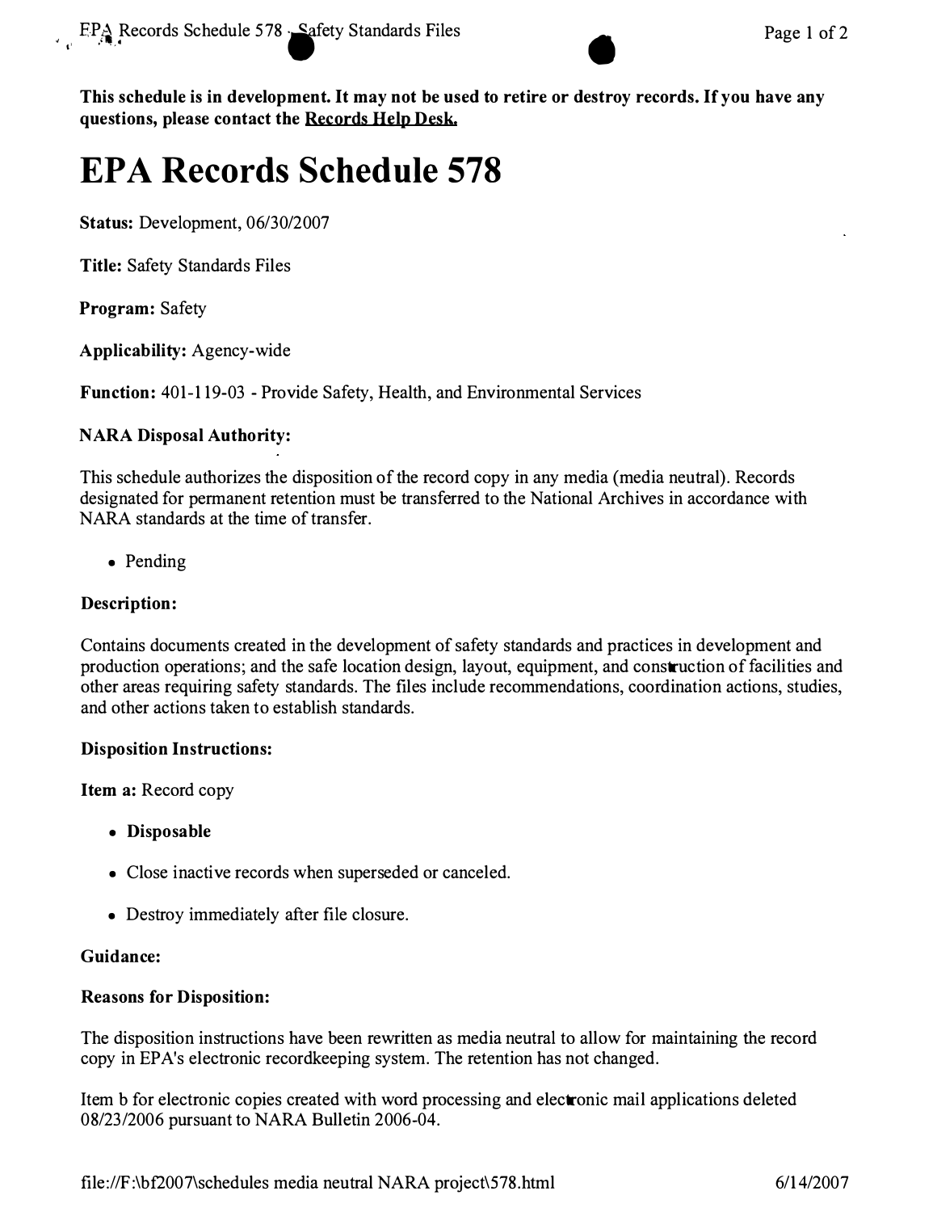**This schedule is in development. It may not be used to retire or destroy records. If you have any questions, please contact the Records Help Desk.**

# EPA Records Schedule 578

**Status:** Development, 06/30/2007

**Title:** Safety Standards Files

**Program:** Safety

**Applicability:** Agency-wide

**Function:** 401-119-03 - Provide Safety, Health, and Environmental Services

**NARA Disposal Authority:**

This schedule authorizes the disposition of the record copy in any media (media neutral). Records designated for permanent retention must be transferred to the National Archives in accordance with NARA standards at the time of transfer.

- Pending

**Description:**

Contains documents created in the development of safety standards and practices in development and production operations; and the safe location design, layout, equipment, and construction of facilities and other areas requiring safety standards. The files include recommendations, coordination actions, studies, and other actions taken to establish standards.

**Disposition Instructions:**

**Item a:** Record copy

- **Disposable**
- Close inactive records when superseded or canceled.
- Destroy immediately after file closure.

**Guidance:**

**Reasons for Disposition:**

The disposition instructions have been rewritten as media neutral to allow for maintaining the record copy in EPA's electronic recordkeeping system. The retention has not changed.

Item b for electronic copies created with word processing and electronic mail applications deleted 08/23/2006 pursuant to NARA Bulletin 2006-04.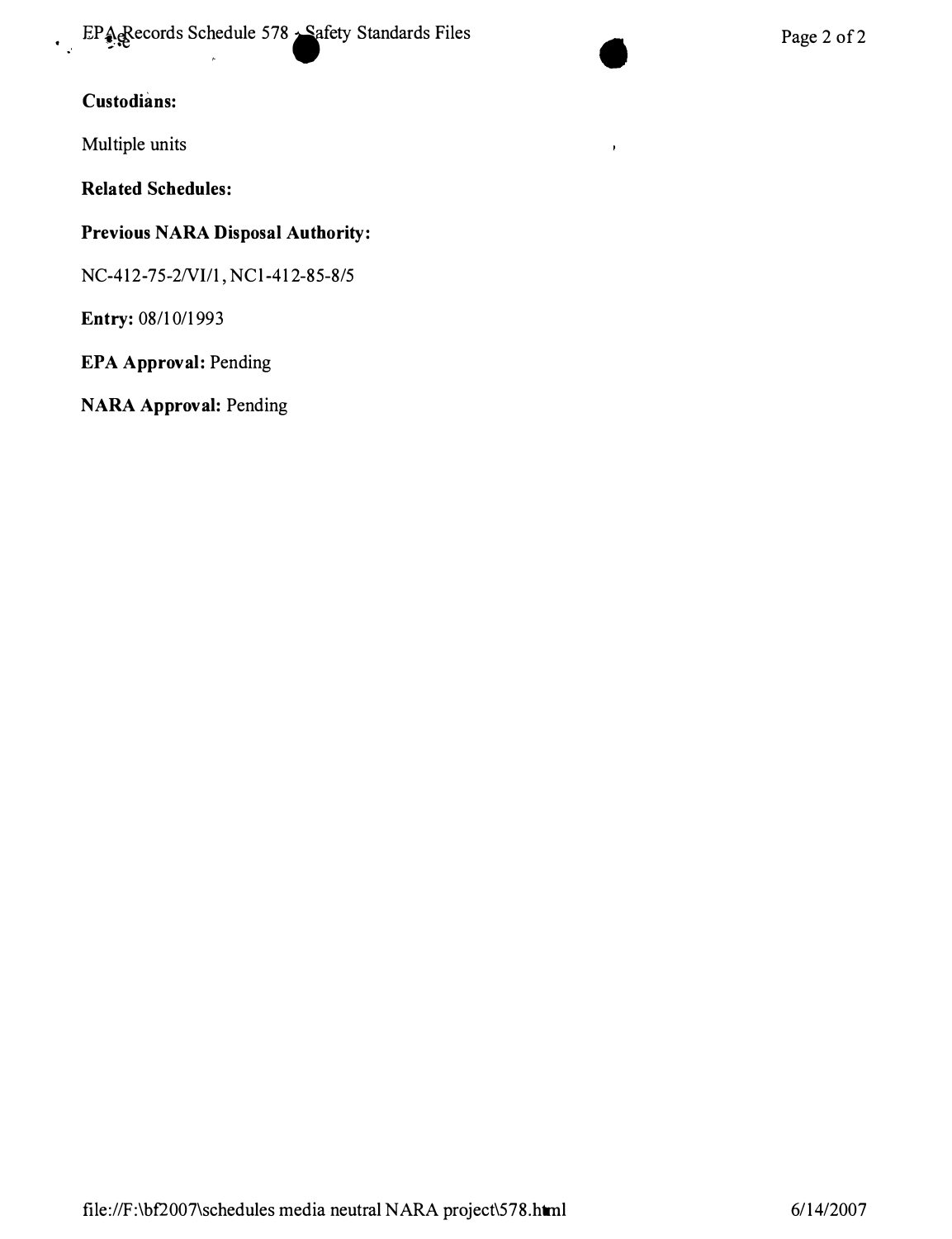**Custodians:**

Multiple units

**Related Schedules:**

**Previous NARA Disposal Authority:**

NC-412-75-2/VI/1, NC1-412-85-8/5

**Entry:** 08/10/1993

**EPA Approval:** Pending

**NARA Approval:** Pending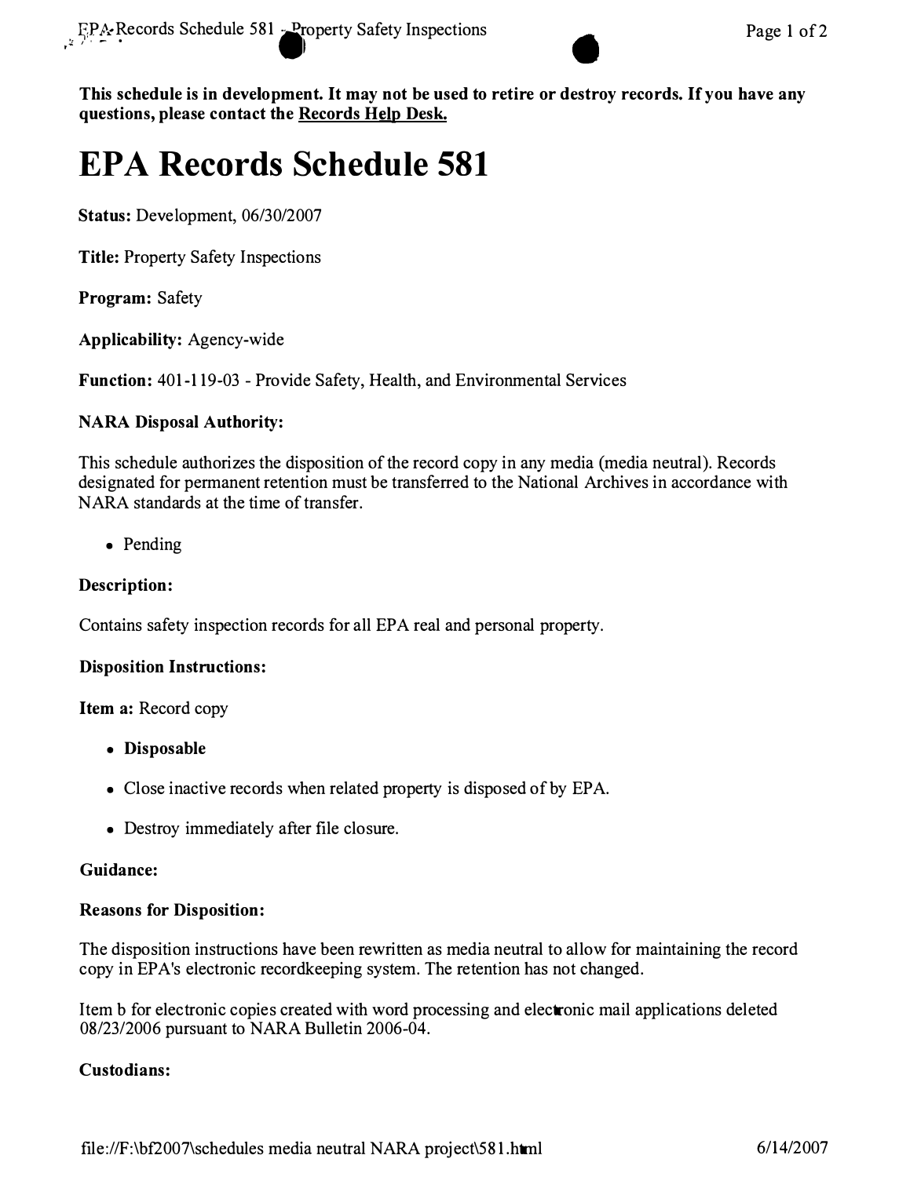**This schedule is in development. It may not be used to retire or destroy records. If you have any questions, please contact the Records Help Desk.**

# EPA Records Schedule 581

**Status:** Development, 06/30/2007

**Title:** Property Safety Inspections

**Program:** Safety

**Applicability:** Agency-wide

**Function:** 401-119-03 - Provide Safety, Health, and Environmental Services

**NARA Disposal Authority:**

This schedule authorizes the disposition of the record copy in any media (media neutral). Records designated for permanent retention must be transferred to the National Archives in accordance with NARA standards at the time of transfer.

- Pending

**Description:**

Contains safety inspection records for all EPA real and personal property.

**Disposition Instructions:**

**Item a:** Record copy

- **Disposable**
- Close inactive records when related property is disposed of by EPA.
- Destroy immediately after file closure.

**Guidance:**

**Reasons for Disposition:**

The disposition instructions have been rewritten as media neutral to allow for maintaining the record copy in EPA's electronic recordkeeping system. The retention has not changed.

Item b for electronic copies created with word processing and electronic mail applications deleted 08/23/2006 pursuant to NARA Bulletin 2006-04.

**Custodians:**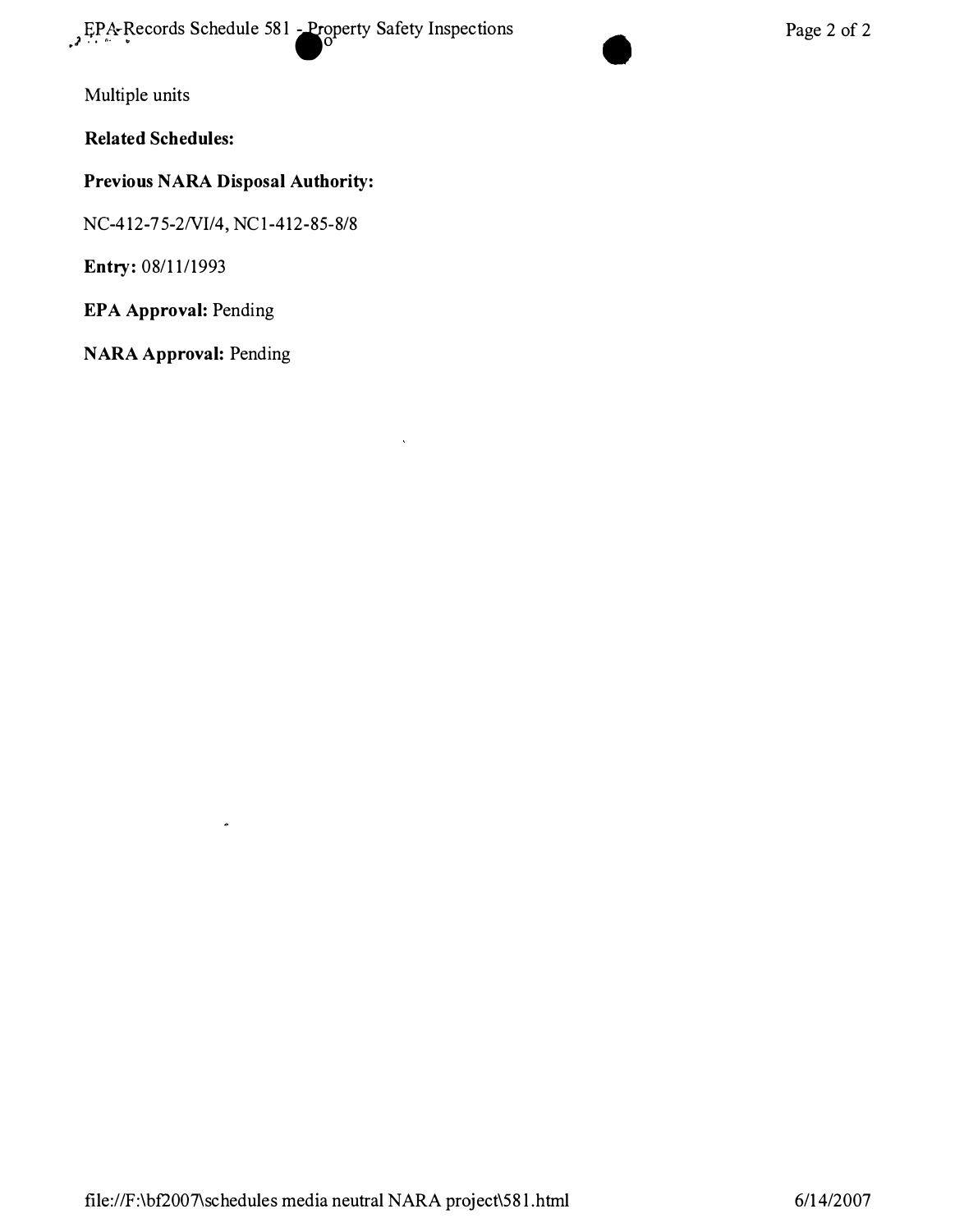Multiple units

**Related Schedules:**

**Previous NARA Disposal Authority:**

NC-412-75-2/VI/4, NC1-412-85-8/8

**Entry:** 08/11/1993

**EPA Approval:** Pending

**NARA Approval:** Pending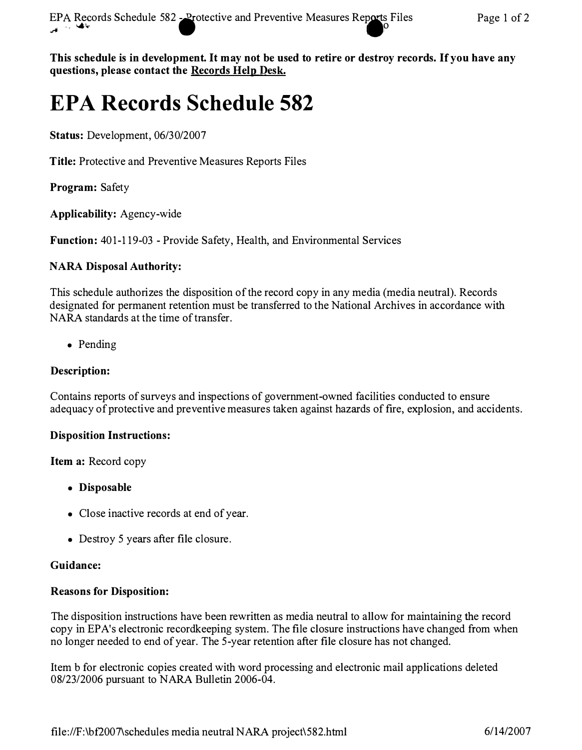**This schedule is in development. It may not be used to retire or destroy records. If you have any questions, please contact the Records Help Desk.**

# EPA Records Schedule 582

**Status:** Development, 06/30/2007

**Title:** Protective and Preventive Measures Reports Files

**Program:** Safety

**Applicability:** Agency-wide

**Function:** 401-119-03 - Provide Safety, Health, and Environmental Services

### NARA Disposal Authority:

This schedule authorizes the disposition of the record copy in any media (media neutral). Records designated for permanent retention must be transferred to the National Archives in accordance with NARA standards at the time of transfer.

- Pending

### Description:

Contains reports of surveys and inspections of government-owned facilities conducted to ensure adequacy of protective and preventive measures taken against hazards of fire, explosion, and accidents.

### Disposition Instructions:

**Item a:** Record copy

- **Disposable**
- Close inactive records at end of year.
- Destroy 5 years after file closure.

### Guidance:

### Reasons for Disposition:

The disposition instructions have been rewritten as media neutral to allow for maintaining the record copy in EPA's electronic recordkeeping system. The file closure instructions have changed from when no longer needed to end of year. The 5-year retention after file closure has not changed.

Item b for electronic copies created with word processing and electronic mail applications deleted 08/23/2006 pursuant to NARA Bulletin 2006-04.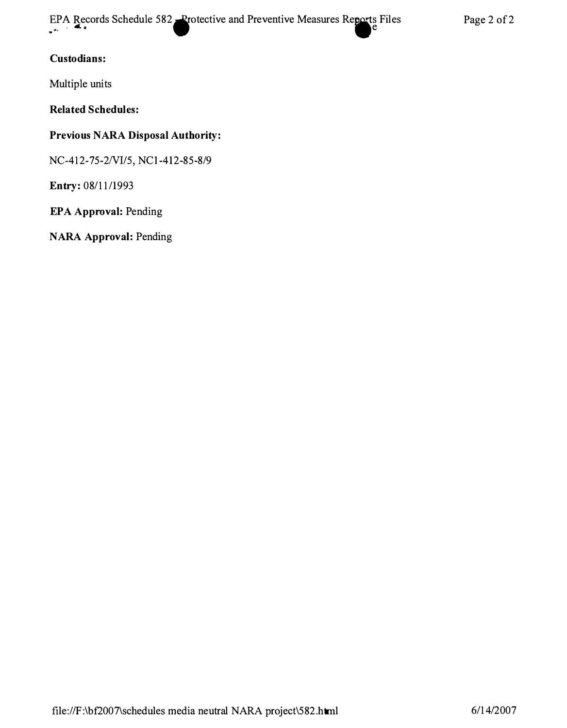**Custodians:**

Multiple units

**Related Schedules:**

**Previous NARA Disposal Authority:**

NC-412-75-2/VI/5, NC1-412-85-8/9

**Entry:** 08/11/1993

**EPA Approval:** Pending

**NARA Approval:** Pending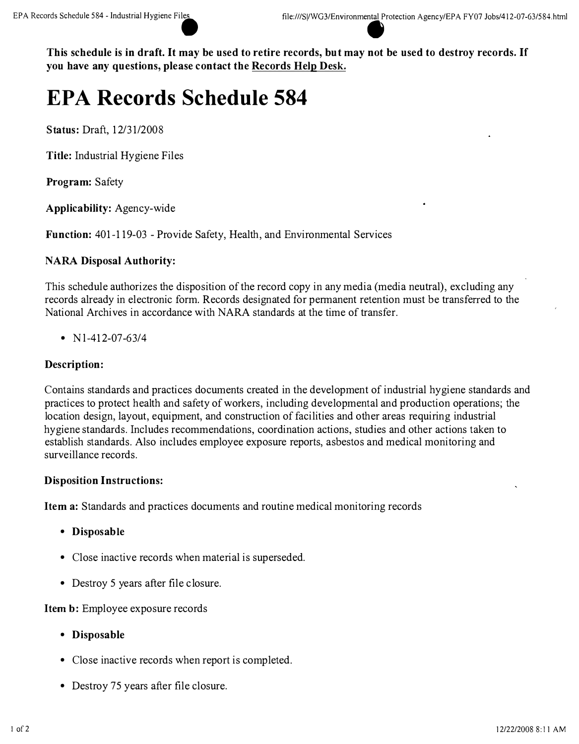**This schedule is in draft. It may be used to retire records, but may not be used to destroy records. If you have any questions, please contact the Records Help Desk.**

# EPA Records Schedule 584

**Status:** Draft, 12/31/2008

**Title:** Industrial Hygiene Files

**Program:** Safety

**Applicability:** Agency-wide

**Function:** 401-119-03 - Provide Safety, Health, and Environmental Services

### NARA Disposal Authority:

This schedule authorizes the disposition of the record copy in any media (media neutral), excluding any records already in electronic form. Records designated for permanent retention must be transferred to the National Archives in accordance with NARA standards at the time of transfer.

- N1-412-07-63/4

### Description:

Contains standards and practices documents created in the development of industrial hygiene standards and practices to protect health and safety of workers, including developmental and production operations; the location design, layout, equipment, and construction of facilities and other areas requiring industrial hygiene standards. Includes recommendations, coordination actions, studies and other actions taken to establish standards. Also includes employee exposure reports, asbestos and medical monitoring and surveillance records.

### Disposition Instructions:

**Item a:** Standards and practices documents and routine medical monitoring records

- **Disposable**
- Close inactive records when material is superseded.
- Destroy 5 years after file closure.

**Item b:** Employee exposure records

- **Disposable**
- Close inactive records when report is completed.
- Destroy 75 years after file closure.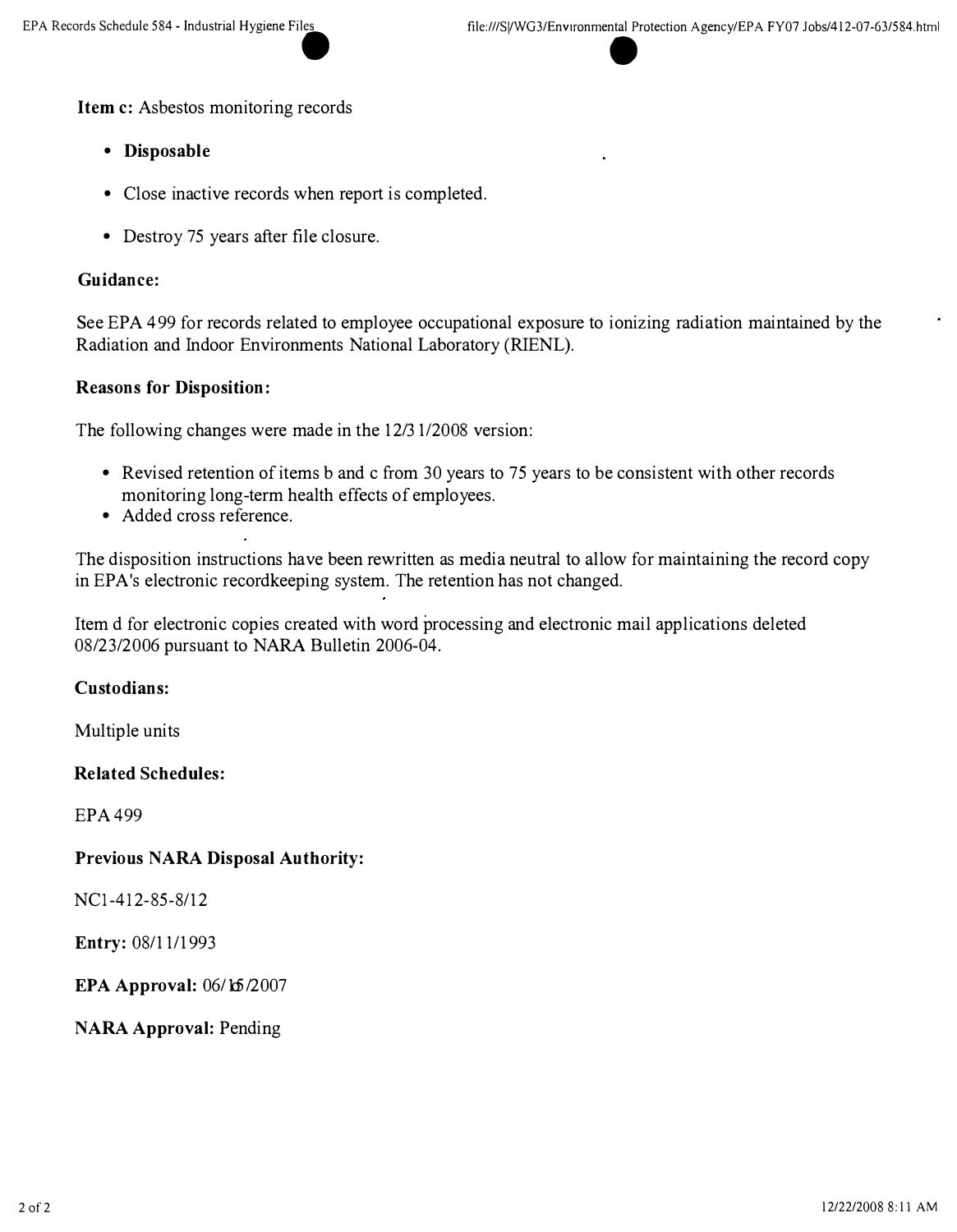**Item c:** Asbestos monitoring records

- **Disposable**
- Close inactive records when report is completed.
- Destroy 75 years after file closure.

**Guidance:**

See EPA 499 for records related to employee occupational exposure to ionizing radiation maintained by the Radiation and Indoor Environments National Laboratory (RIENL).

**Reasons for Disposition:**

The following changes were made in the 12/31/2008 version:

- Revised retention of items b and c from 30 years to 75 years to be consistent with other records monitoring long-term health effects of employees.
- Added cross reference.

The disposition instructions have been rewritten as media neutral to allow for maintaining the record copy in EPA's electronic recordkeeping system. The retention has not changed.

Item d for electronic copies created with word processing and electronic mail applications deleted 08/23/2006 pursuant to NARA Bulletin 2006-04.

**Custodians:**

Multiple units

**Related Schedules:**

EPA 499

**Previous NARA Disposal Authority:**

NC1-412-85-8/12

**Entry:** 08/11/1993

**EPA Approval:** 06/15/2007

**NARA Approval:** Pending